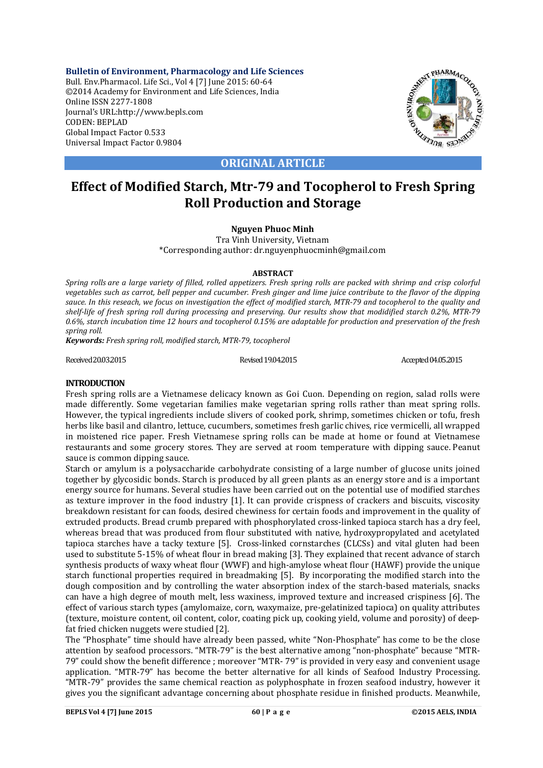**Bulletin of Environment, Pharmacology and Life Sciences**
Bull. Env.Pharmacol. Life Sci., Vol 4 [7] June 2015: 60-64
©2014 Academy for Environment and Life Sciences, India
Online ISSN 2277-1808
Journal's URL:http://www.bepls.com
CODEN: BEPLAD
Global Impact Factor 0.533
Universal Impact Factor 0.9804

**ORIGINAL ARTICLE**

# Effect of Modified Starch, Mtr-79 and Tocopherol to Fresh Spring Roll Production and Storage

**Nguyen Phuoc Minh**
Tra Vinh University, Vietnam
*Corresponding author: dr.nguyenphuocminh@gmail.com

## ABSTRACT

*Spring rolls are a large variety of filled, rolled appetizers. Fresh spring rolls are packed with shrimp and crisp colorful vegetables such as carrot, bell pepper and cucumber. Fresh ginger and lime juice contribute to the flavor of the dipping sauce. In this reseach, we focus on investigation the effect of modified starch, MTR-79 and tocopherol to the quality and shelf-life of fresh spring roll during processing and preserving. Our results show that modidified starch 0.2%, MTR-79 0.6%, starch incubation time 12 hours and tocopherol 0.15% are adaptable for production and preservation of the fresh spring roll.*

***Keywords:*** *Fresh spring roll, modified starch, MTR-79, tocopherol*

Received 20.03.2015 Revised 19.04.2015 Accepted 04.05.2015

## INTRODUCTION

Fresh spring rolls are a Vietnamese delicacy known as Goi Cuon. Depending on region, salad rolls were made differently. Some vegetarian families make vegetarian spring rolls rather than meat spring rolls. However, the typical ingredients include slivers of cooked pork, shrimp, sometimes chicken or tofu, fresh herbs like basil and cilantro, lettuce, cucumbers, sometimes fresh garlic chives, rice vermicelli, all wrapped in moistened rice paper. Fresh Vietnamese spring rolls can be made at home or found at Vietnamese restaurants and some grocery stores. They are served at room temperature with dipping sauce. Peanut sauce is common dipping sauce.

Starch or amylum is a polysaccharide carbohydrate consisting of a large number of glucose units joined together by glycosidic bonds. Starch is produced by all green plants as an energy store and is a important energy source for humans. Several studies have been carried out on the potential use of modified starches as texture improver in the food industry [1]. It can provide crispness of crackers and biscuits, viscosity breakdown resistant for can foods, desired chewiness for certain foods and improvement in the quality of extruded products. Bread crumb prepared with phosphorylated cross-linked tapioca starch has a dry feel, whereas bread that was produced from flour substituted with native, hydroxypropylated and acetylated tapioca starches have a tacky texture [5]. Cross-linked cornstarches (CLCSs) and vital gluten had been used to substitute 5-15% of wheat flour in bread making [3]. They explained that recent advance of starch synthesis products of waxy wheat flour (WWF) and high-amylose wheat flour (HAWF) provide the unique starch functional properties required in breadmaking [5]. By incorporating the modified starch into the dough composition and by controlling the water absorption index of the starch-based materials, snacks can have a high degree of mouth melt, less waxiness, improved texture and increased crispiness [6]. The effect of various starch types (amylomaize, corn, waxymaize, pre-gelatinized tapioca) on quality attributes (texture, moisture content, oil content, color, coating pick up, cooking yield, volume and porosity) of deep-fat fried chicken nuggets were studied [2].

The "Phosphate" time should have already been passed, white "Non-Phosphate" has come to be the close attention by seafood processors. "MTR-79" is the best alternative among "non-phosphate" because "MTR-79" could show the benefit difference ; moreover "MTR- 79" is provided in very easy and convenient usage application. "MTR-79" has become the better alternative for all kinds of Seafood Industry Processing. "MTR-79" provides the same chemical reaction as polyphosphate in frozen seafood industry, however it gives you the significant advantage concerning about phosphate residue in finished products. Meanwhile,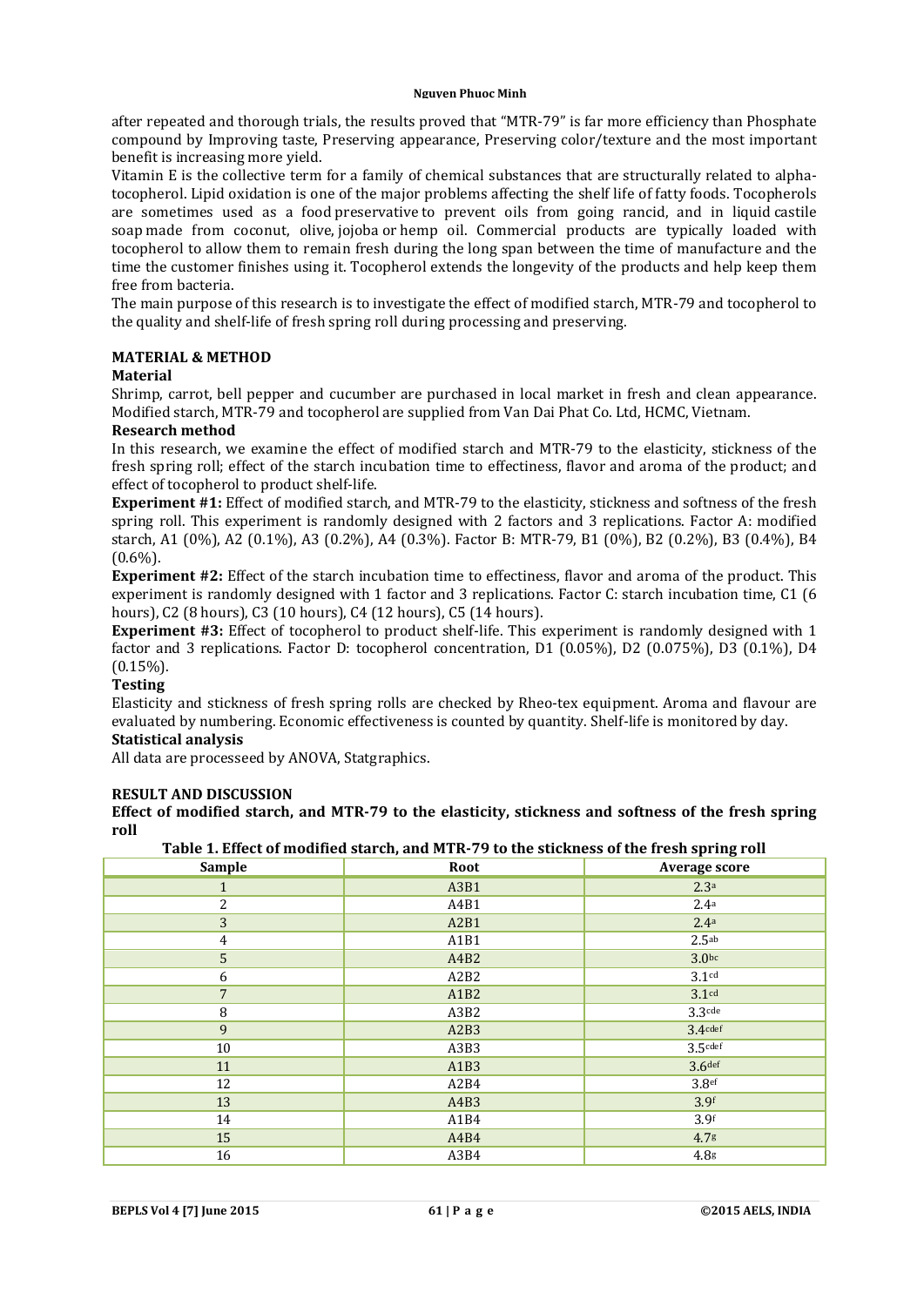after repeated and thorough trials, the results proved that "MTR-79" is far more efficiency than Phosphate compound by Improving taste, Preserving appearance, Preserving color/texture and the most important benefit is increasing more yield.

Vitamin E is the collective term for a family of chemical substances that are structurally related to alpha-tocopherol. Lipid oxidation is one of the major problems affecting the shelf life of fatty foods. Tocopherols are sometimes used as a food preservative to prevent oils from going rancid, and in liquid castile soap made from coconut, olive, jojoba or hemp oil. Commercial products are typically loaded with tocopherol to allow them to remain fresh during the long span between the time of manufacture and the time the customer finishes using it. Tocopherol extends the longevity of the products and help keep them free from bacteria.

The main purpose of this research is to investigate the effect of modified starch, MTR-79 and tocopherol to the quality and shelf-life of fresh spring roll during processing and preserving.

## MATERIAL & METHOD

### Material

Shrimp, carrot, bell pepper and cucumber are purchased in local market in fresh and clean appearance. Modified starch, MTR-79 and tocopherol are supplied from Van Dai Phat Co. Ltd, HCMC, Vietnam.

### Research method

In this research, we examine the effect of modified starch and MTR-79 to the elasticity, stickness of the fresh spring roll; effect of the starch incubation time to effectiness, flavor and aroma of the product; and effect of tocopherol to product shelf-life.

**Experiment #1:** Effect of modified starch, and MTR-79 to the elasticity, stickness and softness of the fresh spring roll. This experiment is randomly designed with 2 factors and 3 replications. Factor A: modified starch, A1 (0%), A2 (0.1%), A3 (0.2%), A4 (0.3%). Factor B: MTR-79, B1 (0%), B2 (0.2%), B3 (0.4%), B4 (0.6%).

**Experiment #2:** Effect of the starch incubation time to effectiness, flavor and aroma of the product. This experiment is randomly designed with 1 factor and 3 replications. Factor C: starch incubation time, C1 (6 hours), C2 (8 hours), C3 (10 hours), C4 (12 hours), C5 (14 hours).

**Experiment #3:** Effect of tocopherol to product shelf-life. This experiment is randomly designed with 1 factor and 3 replications. Factor D: tocopherol concentration, D1 (0.05%), D2 (0.075%), D3 (0.1%), D4 (0.15%).

### Testing

Elasticity and stickness of fresh spring rolls are checked by Rheo-tex equipment. Aroma and flavour are evaluated by numbering. Economic effectiveness is counted by quantity. Shelf-life is monitored by day.

### Statistical analysis

All data are processeed by ANOVA, Statgraphics.

## RESULT AND DISCUSSION

### Effect of modified starch, and MTR-79 to the elasticity, stickness and softness of the fresh spring roll

**Table 1. Effect of modified starch, and MTR-79 to the stickness of the fresh spring roll**

| Sample | Root | Average score |
|---|---|---|
| 1 | A3B1 | 2.3[a] |
| 2 | A4B1 | 2.4[a] |
| 3 | A2B1 | 2.4[a] |
| 4 | A1B1 | 2.5[ab] |
| 5 | A4B2 | 3.0[bc] |
| 6 | A2B2 | 3.1[cd] |
| 7 | A1B2 | 3.1[cd] |
| 8 | A3B2 | 3.3[cde] |
| 9 | A2B3 | 3.4[cdef] |
| 10 | A3B3 | 3.5[cdef] |
| 11 | A1B3 | 3.6[def] |
| 12 | A2B4 | 3.8[ef] |
| 13 | A4B3 | 3.9[f] |
| 14 | A1B4 | 3.9[f] |
| 15 | A4B4 | 4.7[g] |
| 16 | A3B4 | 4.8[g] |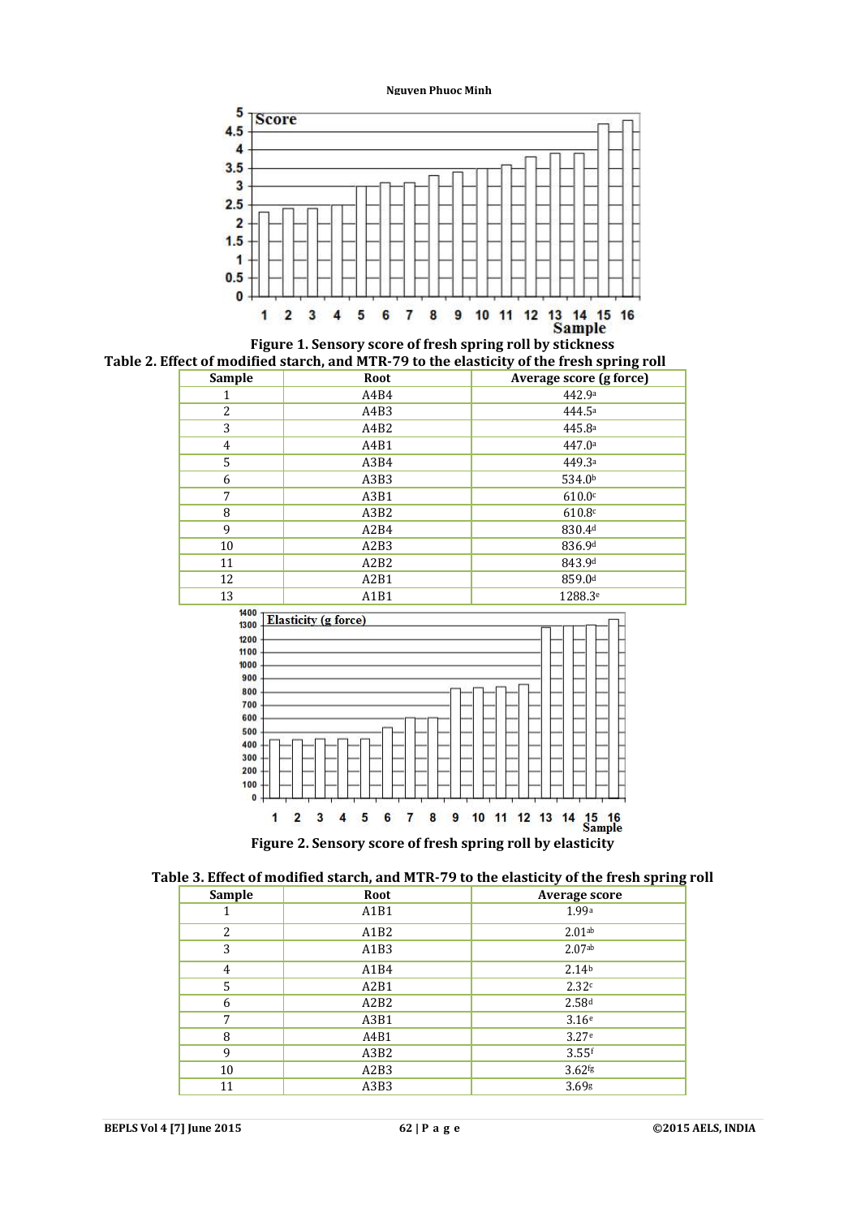Figure 1. Sensory score of fresh spring roll by stickness

Table 2. Effect of modified starch, and MTR-79 to the elasticity of the fresh spring roll

| Sample | Root | Average score (g force) |
|---|---|---|
| 1 | A4B4 | 442.9[a] |
| 2 | A4B3 | 444.5[a] |
| 3 | A4B2 | 445.8[a] |
| 4 | A4B1 | 447.0[a] |
| 5 | A3B4 | 449.3[a] |
| 6 | A3B3 | 534.0[b] |
| 7 | A3B1 | 610.0[c] |
| 8 | A3B2 | 610.8[c] |
| 9 | A2B4 | 830.4[d] |
| 10 | A2B3 | 836.9[d] |
| 11 | A2B2 | 843.9[d] |
| 12 | A2B1 | 859.0[d] |
| 13 | A1B1 | 1288.3[e] |

Figure 2. Sensory score of fresh spring roll by elasticity

Table 3. Effect of modified starch, and MTR-79 to the elasticity of the fresh spring roll

| Sample | Root | Average score |
|---|---|---|
| 1 | A1B1 | 1.99[a] |
| 2 | A1B2 | 2.01[ab] |
| 3 | A1B3 | 2.07[ab] |
| 4 | A1B4 | 2.14[b] |
| 5 | A2B1 | 2.32[c] |
| 6 | A2B2 | 2.58[d] |
| 7 | A3B1 | 3.16[e] |
| 8 | A4B1 | 3.27[e] |
| 9 | A3B2 | 3.55[f] |
| 10 | A2B3 | 3.62[fg] |
| 11 | A3B3 | 3.69[g] |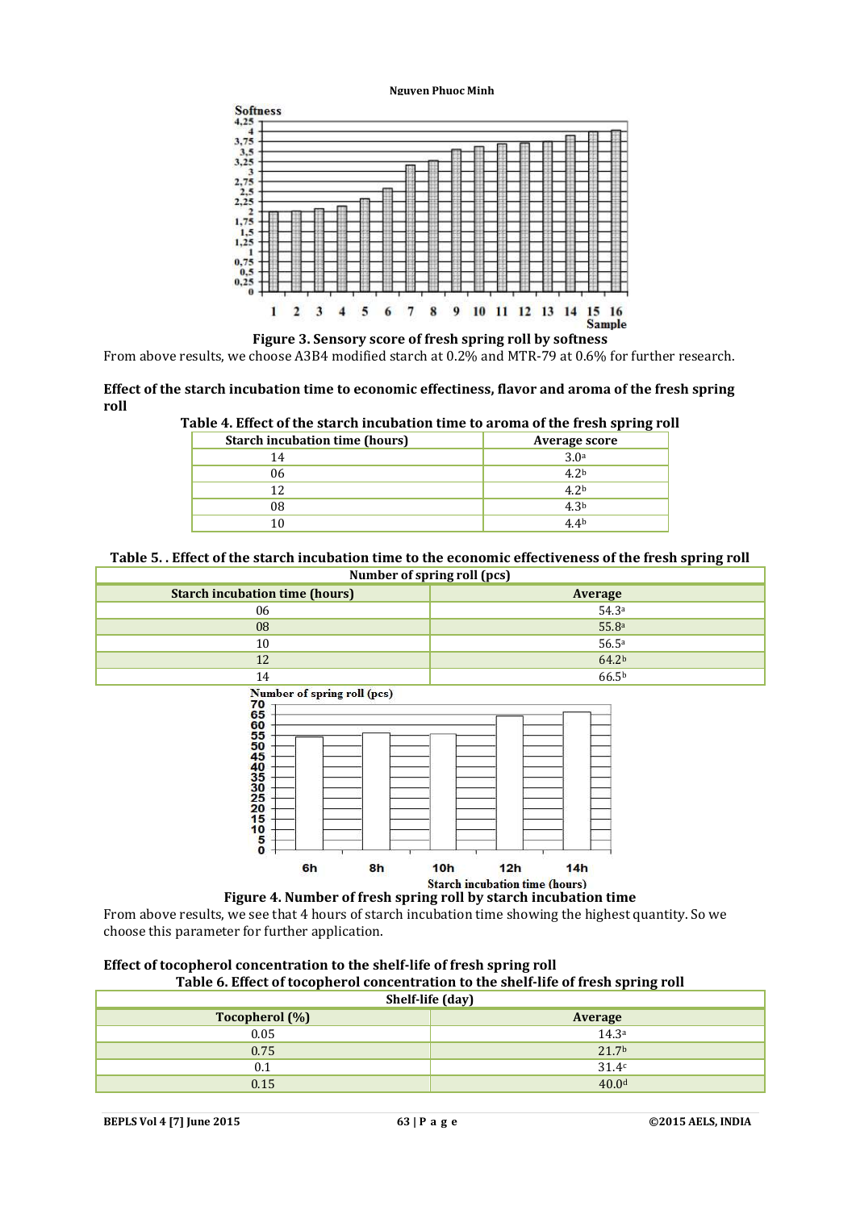Figure 3. Sensory score of fresh spring roll by softness

From above results, we choose A3B4 modified starch at 0.2% and MTR-79 at 0.6% for further research.

**Effect of the starch incubation time to economic effectiveness, flavor and aroma of the fresh spring roll**

**Table 4. Effect of the starch incubation time to aroma of the fresh spring roll**

| Starch incubation time (hours) | Average score |
|---|---|
| 14 | 3.0[a] |
| 06 | 4.2[b] |
| 12 | 4.2[b] |
| 08 | 4.3[b] |
| 10 | 4.4[b] |

**Table 5. . Effect of the starch incubation time to the economic effectiveness of the fresh spring roll**

| Number of spring roll (pcs) | |
|---|---|
| **Starch incubation time (hours)** | **Average** |
| 06 | 54.3[a] |
| 08 | 55.8[a] |
| 10 | 56.5[a] |
| 12 | 64.2[b] |
| 14 | 66.5[b] |

Figure 4. Number of fresh spring roll by starch incubation time

From above results, we see that 4 hours of starch incubation time showing the highest quantity. So we choose this parameter for further application.

**Effect of tocopherol concentration to the shelf-life of fresh spring roll**

**Table 6. Effect of tocopherol concentration to the shelf-life of fresh spring roll**

| Shelf-life (day) | |
|---|---|
| **Tocopherol (%)** | **Average** |
| 0.05 | 14.3[a] |
| 0.75 | 21.7[b] |
| 0.1 | 31.4[c] |
| 0.15 | 40.0[d] |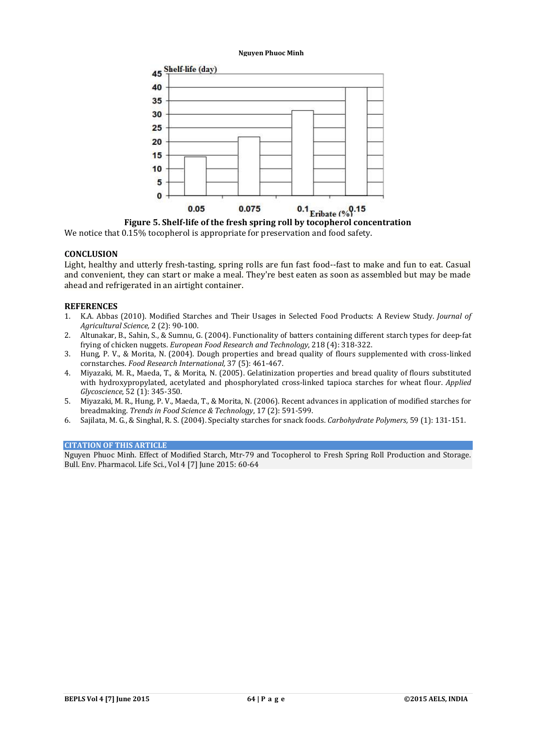Shelf-life (day)

45
40
35
30
25
20
15
10
5
0

0.05
0.075
0.1
0.15
Eribate (%)

**Figure 5. Shelf-life of the fresh spring roll by tocopherol concentration**

We notice that 0.15% tocopherol is appropriate for preservation and food safety.

## CONCLUSION

Light, healthy and utterly fresh-tasting, spring rolls are fun fast food--fast to make and fun to eat. Casual and convenient, they can start or make a meal. They're best eaten as soon as assembled but may be made ahead and refrigerated in an airtight container.

## REFERENCES

1. K.A. Abbas (2010). Modified Starches and Their Usages in Selected Food Products: A Review Study. *Journal of Agricultural Science,* 2 (2): 90-100.
2. Altunakar, B., Sahin, S., & Sumnu, G. (2004). Functionality of batters containing different starch types for deep-fat frying of chicken nuggets. *European Food Research and Technology*, 218 (4): 318-322.
3. Hung, P. V., & Morita, N. (2004). Dough properties and bread quality of flours supplemented with cross-linked cornstarches. *Food Research International*, 37 (5): 461-467.
4. Miyazaki, M. R., Maeda, T., & Morita, N. (2005). Gelatinization properties and bread quality of flours substituted with hydroxypropylated, acetylated and phosphorylated cross-linked tapioca starches for wheat flour. *Applied Glycoscience*, 52 (1): 345-350.
5. Miyazaki, M. R., Hung, P. V., Maeda, T., & Morita, N. (2006). Recent advances in application of modified starches for breadmaking. *Trends in Food Science & Technology*, 17 (2): 591-599.
6. Sajilata, M. G., & Singhal, R. S. (2004). Specialty starches for snack foods. *Carbohydrate Polymers,* 59 (1): 131-151.

**CITATION OF THIS ARTICLE**

Nguyen Phuoc Minh. Effect of Modified Starch, Mtr-79 and Tocopherol to Fresh Spring Roll Production and Storage. Bull. Env. Pharmacol. Life Sci., Vol 4 [7] June 2015: 60-64